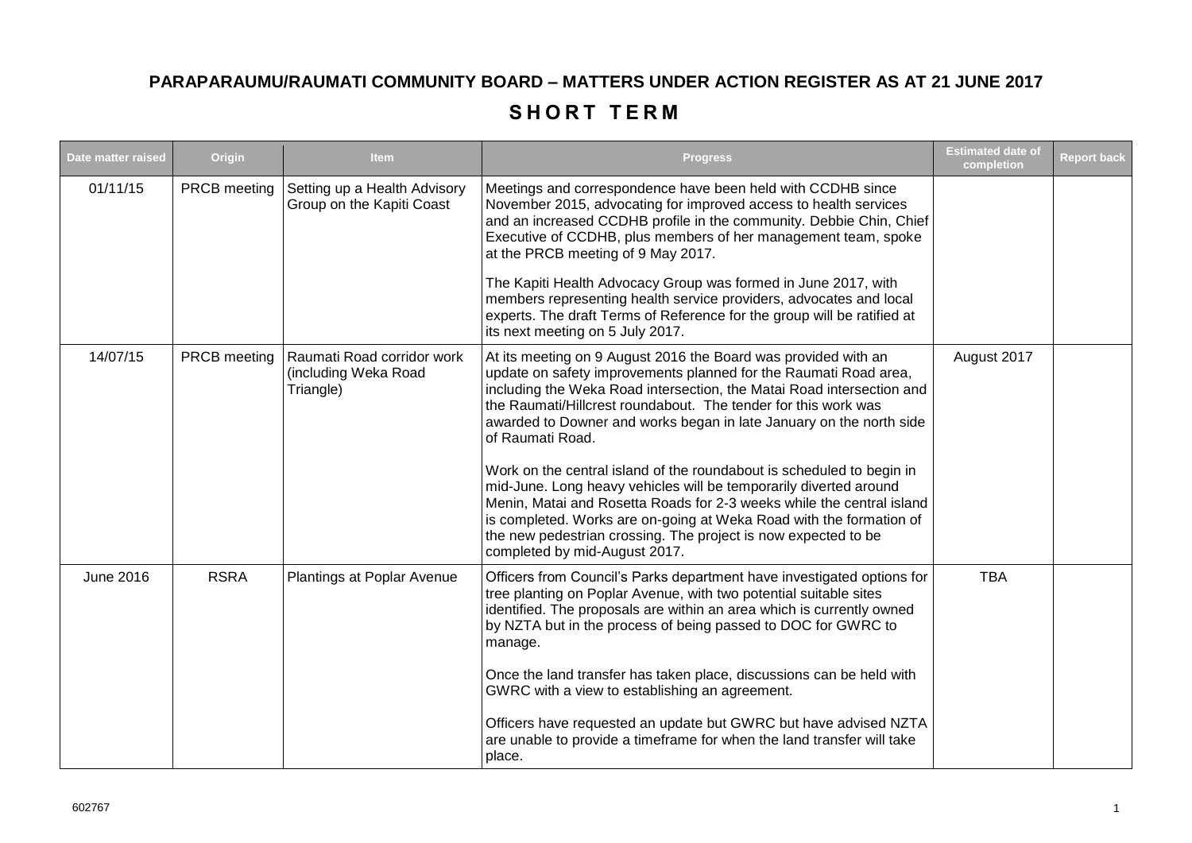# PARAPARAUMU/RAUMATI COMMUNITY BOARD – MATTERS UNDER ACTION REGISTER AS AT 21 JUNE 2017

## SHORT TERM

| Date matter raised | Origin | Item | Progress | Estimated date of completion | Report back |
|---|---|---|---|---|---|
| 01/11/15 | PRCB meeting | Setting up a Health Advisory Group on the Kapiti Coast | Meetings and correspondence have been held with CCDHB since November 2015, advocating for improved access to health services and an increased CCDHB profile in the community. Debbie Chin, Chief Executive of CCDHB, plus members of her management team, spoke at the PRCB meeting of 9 May 2017.<br><br>The Kapiti Health Advocacy Group was formed in June 2017, with members representing health service providers, advocates and local experts. The draft Terms of Reference for the group will be ratified at its next meeting on 5 July 2017. | | |
| 14/07/15 | PRCB meeting | Raumati Road corridor work (including Weka Road Triangle) | At its meeting on 9 August 2016 the Board was provided with an update on safety improvements planned for the Raumati Road area, including the Weka Road intersection, the Matai Road intersection and the Raumati/Hillcrest roundabout. The tender for this work was awarded to Downer and works began in late January on the north side of Raumati Road.<br><br>Work on the central island of the roundabout is scheduled to begin in mid-June. Long heavy vehicles will be temporarily diverted around Menin, Matai and Rosetta Roads for 2-3 weeks while the central island is completed. Works are on-going at Weka Road with the formation of the new pedestrian crossing. The project is now expected to be completed by mid-August 2017. | August 2017 | |
| June 2016 | RSRA | Plantings at Poplar Avenue | Officers from Council's Parks department have investigated options for tree planting on Poplar Avenue, with two potential suitable sites identified. The proposals are within an area which is currently owned by NZTA but in the process of being passed to DOC for GWRC to manage.<br><br>Once the land transfer has taken place, discussions can be held with GWRC with a view to establishing an agreement.<br><br>Officers have requested an update but GWRC but have advised NZTA are unable to provide a timeframe for when the land transfer will take place. | TBA | |

602767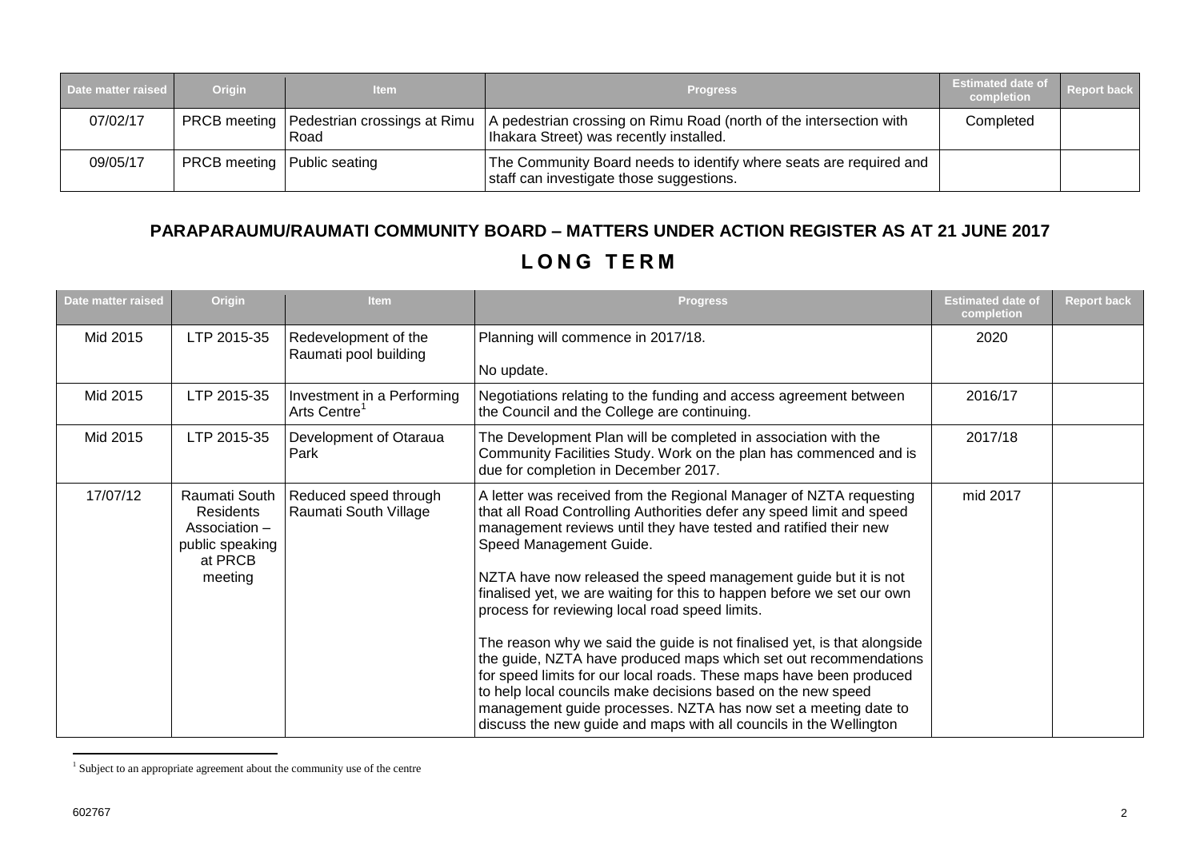| Date matter raised | Origin | Item | Progress | Estimated date of completion | Report back |
|---|---|---|---|---|---|
| 07/02/17 | PRCB meeting | Pedestrian crossings at Rimu Road | A pedestrian crossing on Rimu Road (north of the intersection with Ihakara Street) was recently installed. | Completed | |
| 09/05/17 | PRCB meeting | Public seating | The Community Board needs to identify where seats are required and staff can investigate those suggestions. | | |

## PARAPARAUMU/RAUMATI COMMUNITY BOARD – MATTERS UNDER ACTION REGISTER AS AT 21 JUNE 2017

## LONG TERM

| Date matter raised | Origin | Item | Progress | Estimated date of completion | Report back |
|---|---|---|---|---|---|
| Mid 2015 | LTP 2015-35 | Redevelopment of the Raumati pool building | Planning will commence in 2017/18.<br><br>No update. | 2020 | |
| Mid 2015 | LTP 2015-35 | Investment in a Performing Arts Centre[1] | Negotiations relating to the funding and access agreement between the Council and the College are continuing. | 2016/17 | |
| Mid 2015 | LTP 2015-35 | Development of Otaraua Park | The Development Plan will be completed in association with the Community Facilities Study. Work on the plan has commenced and is due for completion in December 2017. | 2017/18 | |
| 17/07/12 | Raumati South Residents Association – public speaking at PRCB meeting | Reduced speed through Raumati South Village | A letter was received from the Regional Manager of NZTA requesting that all Road Controlling Authorities defer any speed limit and speed management reviews until they have tested and ratified their new Speed Management Guide.<br><br>NZTA have now released the speed management guide but it is not finalised yet, we are waiting for this to happen before we set our own process for reviewing local road speed limits.<br><br>The reason why we said the guide is not finalised yet, is that alongside the guide, NZTA have produced maps which set out recommendations for speed limits for our local roads. These maps have been produced to help local councils make decisions based on the new speed management guide processes. NZTA has now set a meeting date to discuss the new guide and maps with all councils in the Wellington | mid 2017 | |

[1] Subject to an appropriate agreement about the community use of the centre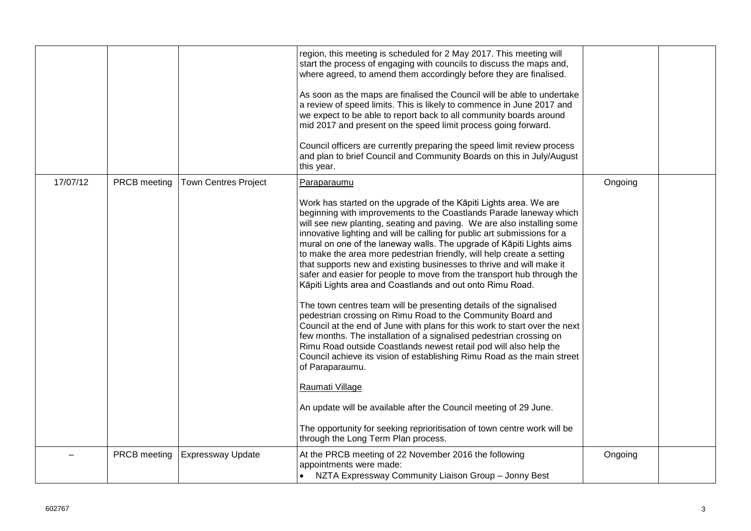| | | | | | |
|---|---|---|---|---|---|
| | | | region, this meeting is scheduled for 2 May 2017. This meeting will start the process of engaging with councils to discuss the maps and, where agreed, to amend them accordingly before they are finalised.<br><br>As soon as the maps are finalised the Council will be able to undertake a review of speed limits. This is likely to commence in June 2017 and we expect to be able to report back to all community boards around mid 2017 and present on the speed limit process going forward.<br><br>Council officers are currently preparing the speed limit review process and plan to brief Council and Community Boards on this in July/August this year. | | |
| 17/07/12 | PRCB meeting | Town Centres Project | <u>Paraparaumu</u><br><br>Work has started on the upgrade of the Kāpiti Lights area. We are beginning with improvements to the Coastlands Parade laneway which will see new planting, seating and paving. We are also installing some innovative lighting and will be calling for public art submissions for a mural on one of the laneway walls. The upgrade of Kāpiti Lights aims to make the area more pedestrian friendly, will help create a setting that supports new and existing businesses to thrive and will make it safer and easier for people to move from the transport hub through the Kāpiti Lights area and Coastlands and out onto Rimu Road.<br><br>The town centres team will be presenting details of the signalised pedestrian crossing on Rimu Road to the Community Board and Council at the end of June with plans for this work to start over the next few months. The installation of a signalised pedestrian crossing on Rimu Road outside Coastlands newest retail pod will also help the Council achieve its vision of establishing Rimu Road as the main street of Paraparaumu.<br><br><u>Raumati Village</u><br><br>An update will be available after the Council meeting of 29 June.<br><br>The opportunity for seeking reprioritisation of town centre work will be through the Long Term Plan process. | Ongoing | |
| – | PRCB meeting | Expressway Update | At the PRCB meeting of 22 November 2016 the following appointments were made:<br>• NZTA Expressway Community Liaison Group – Jonny Best | Ongoing | |

602767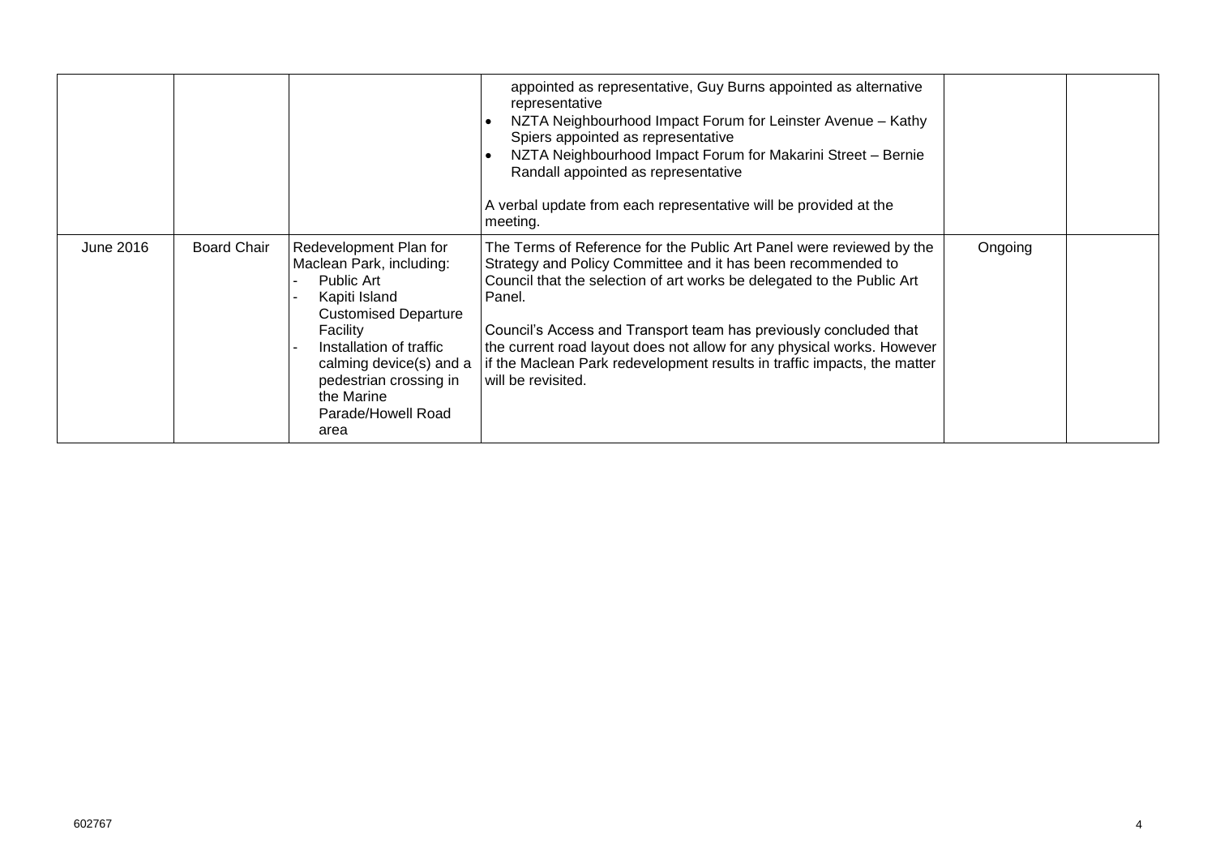| | | | | | |
|---|---|---|---|---|---|
| | | | appointed as representative, Guy Burns appointed as alternative representative<br>• NZTA Neighbourhood Impact Forum for Leinster Avenue – Kathy Spiers appointed as representative<br>• NZTA Neighbourhood Impact Forum for Makarini Street – Bernie Randall appointed as representative<br><br>A verbal update from each representative will be provided at the meeting. | | |
| June 2016 | Board Chair | Redevelopment Plan for Maclean Park, including:<br>- Public Art<br>- Kapiti Island Customised Departure Facility<br>- Installation of traffic calming device(s) and a pedestrian crossing in the Marine Parade/Howell Road area | The Terms of Reference for the Public Art Panel were reviewed by the Strategy and Policy Committee and it has been recommended to Council that the selection of art works be delegated to the Public Art Panel.<br><br>Council's Access and Transport team has previously concluded that the current road layout does not allow for any physical works. However if the Maclean Park redevelopment results in traffic impacts, the matter will be revisited. | Ongoing | |

602767